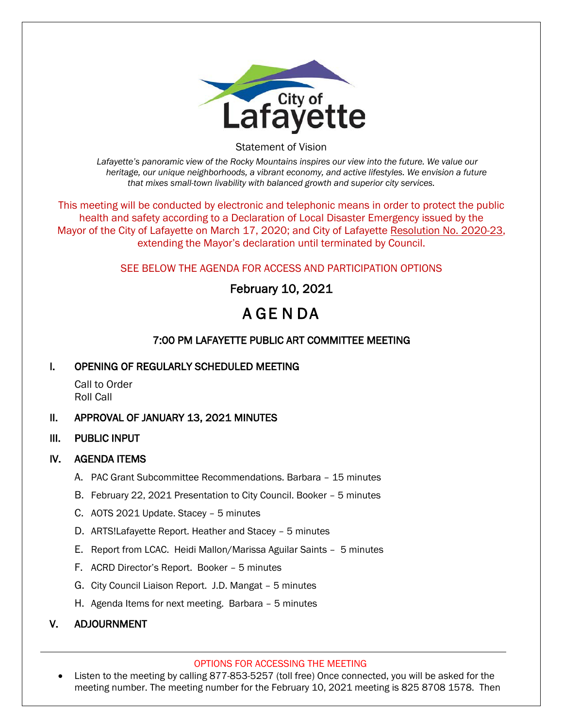City of Lafayette

Statement of Vision

*Lafayette's panoramic view of the Rocky Mountains inspires our view into the future. We value our heritage, our unique neighborhoods, a vibrant economy, and active lifestyles. We envision a future that mixes small-town livability with balanced growth and superior city services.*

This meeting will be conducted by electronic and telephonic means in order to protect the public health and safety according to a Declaration of Local Disaster Emergency issued by the Mayor of the City of Lafayette on March 17, 2020; and City of Lafayette Resolution No. 2020-23, extending the Mayor's declaration until terminated by Council.

SEE BELOW THE AGENDA FOR ACCESS AND PARTICIPATION OPTIONS

February 10, 2021

# AGENDA

## 7:00 PM LAFAYETTE PUBLIC ART COMMITTEE MEETING

## I. OPENING OF REGULARLY SCHEDULED MEETING

Call to Order
Roll Call

## II. APPROVAL OF JANUARY 13, 2021 MINUTES

## III. PUBLIC INPUT

## IV. AGENDA ITEMS

A. PAC Grant Subcommittee Recommendations. Barbara – 15 minutes

B. February 22, 2021 Presentation to City Council. Booker – 5 minutes

C. AOTS 2021 Update. Stacey – 5 minutes

D. ARTS!Lafayette Report. Heather and Stacey – 5 minutes

E. Report from LCAC. Heidi Mallon/Marissa Aguilar Saints – 5 minutes

F. ACRD Director's Report. Booker – 5 minutes

G. City Council Liaison Report. J.D. Mangat – 5 minutes

H. Agenda Items for next meeting. Barbara – 5 minutes

## V. ADJOURNMENT

---

OPTIONS FOR ACCESSING THE MEETING

- Listen to the meeting by calling 877-853-5257 (toll free) Once connected, you will be asked for the meeting number. The meeting number for the February 10, 2021 meeting is 825 8708 1578. Then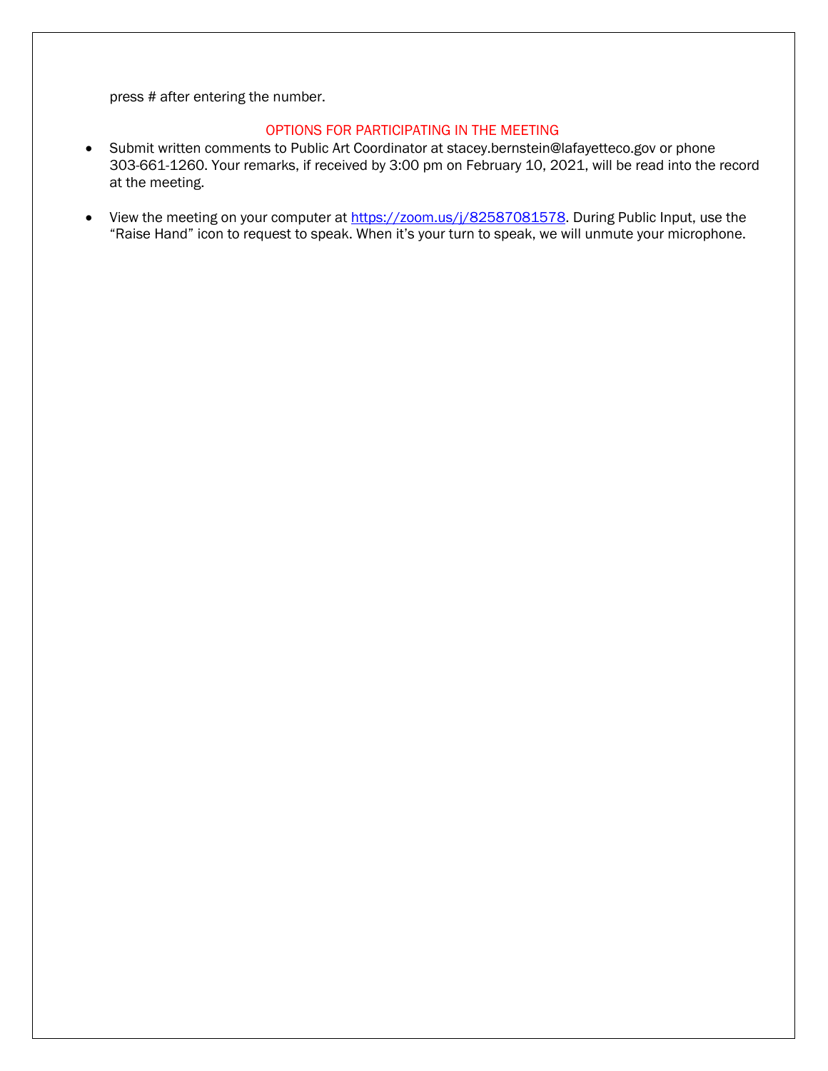press # after entering the number.

OPTIONS FOR PARTICIPATING IN THE MEETING

- Submit written comments to Public Art Coordinator at stacey.bernstein@lafayetteco.gov or phone 303-661-1260. Your remarks, if received by 3:00 pm on February 10, 2021, will be read into the record at the meeting.
- View the meeting on your computer at https://zoom.us/j/82587081578. During Public Input, use the "Raise Hand" icon to request to speak. When it's your turn to speak, we will unmute your microphone.